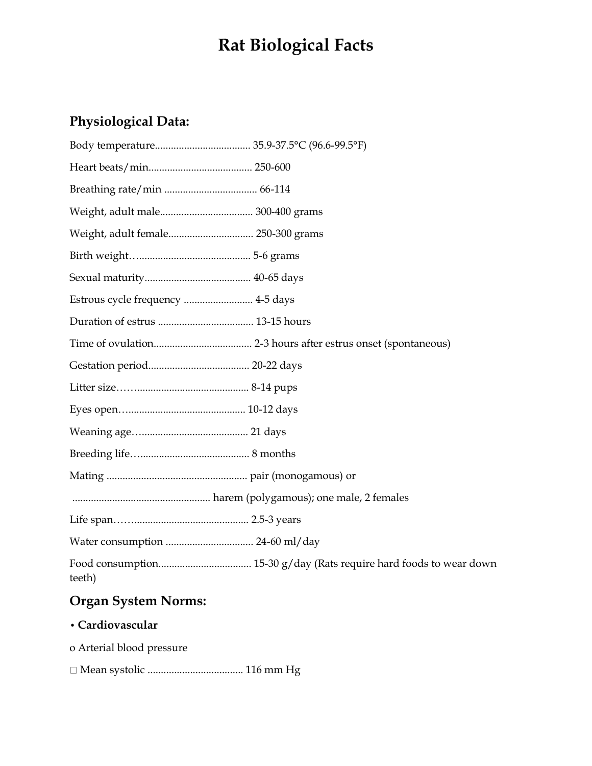# Rat Biological Facts

## Physiological Data:

Body temperature.................................... 35.9-37.5°C (96.6-99.5°F)

Heart beats/min....................................... 250-600

Breathing rate/min .................................. 66-114

Weight, adult male................................... 300-400 grams

Weight, adult female................................ 250-300 grams

Birth weight…......................................... 5-6 grams

Sexual maturity........................................ 40-65 days

Estrous cycle frequency .......................... 4-5 days

Duration of estrus .................................... 13-15 hours

Time of ovulation..................................... 2-3 hours after estrus onset (spontaneous)

Gestation period...................................... 20-22 days

Litter size……......................................... 8-14 pups

Eyes open…............................................ 10-12 days

Weaning age…......................................... 21 days

Breeding life…......................................... 8 months

Mating .................................................... pair (monogamous) or

.................................................... harem (polygamous); one male, 2 females

Life span……........................................... 2.5-3 years

Water consumption ................................. 24-60 ml/day

Food consumption................................... 15-30 g/day (Rats require hard foods to wear down teeth)

## Organ System Norms:

- **Cardiovascular**
  - Arterial blood pressure
    - Mean systolic .................................... 116 mm Hg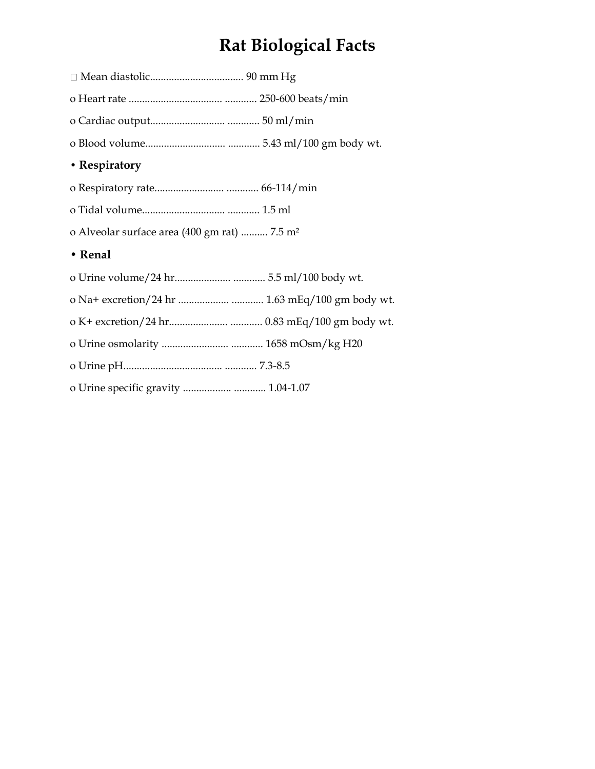# Rat Biological Facts

- Mean diastolic.................................. 90 mm Hg
  - Heart rate ................................. ............ 250-600 beats/min
  - Cardiac output.......................... ............ 50 ml/min
  - Blood volume............................ ............ 5.43 ml/100 gm body wt.

- **Respiratory**
  - Respiratory rate......................... ............ 66-114/min
  - Tidal volume............................. ............ 1.5 ml
  - Alveolar surface area (400 gm rat) .......... 7.5 m²

- **Renal**
  - Urine volume/24 hr.................... ............ 5.5 ml/100 body wt.
  - Na+ excretion/24 hr .................. ............ 1.63 mEq/100 gm body wt.
  - K+ excretion/24 hr..................... ............ 0.83 mEq/100 gm body wt.
  - Urine osmolarity ........................ ............ 1658 mOsm/kg H20
  - Urine pH................................... ............ 7.3-8.5
  - Urine specific gravity ................. ............ 1.04-1.07